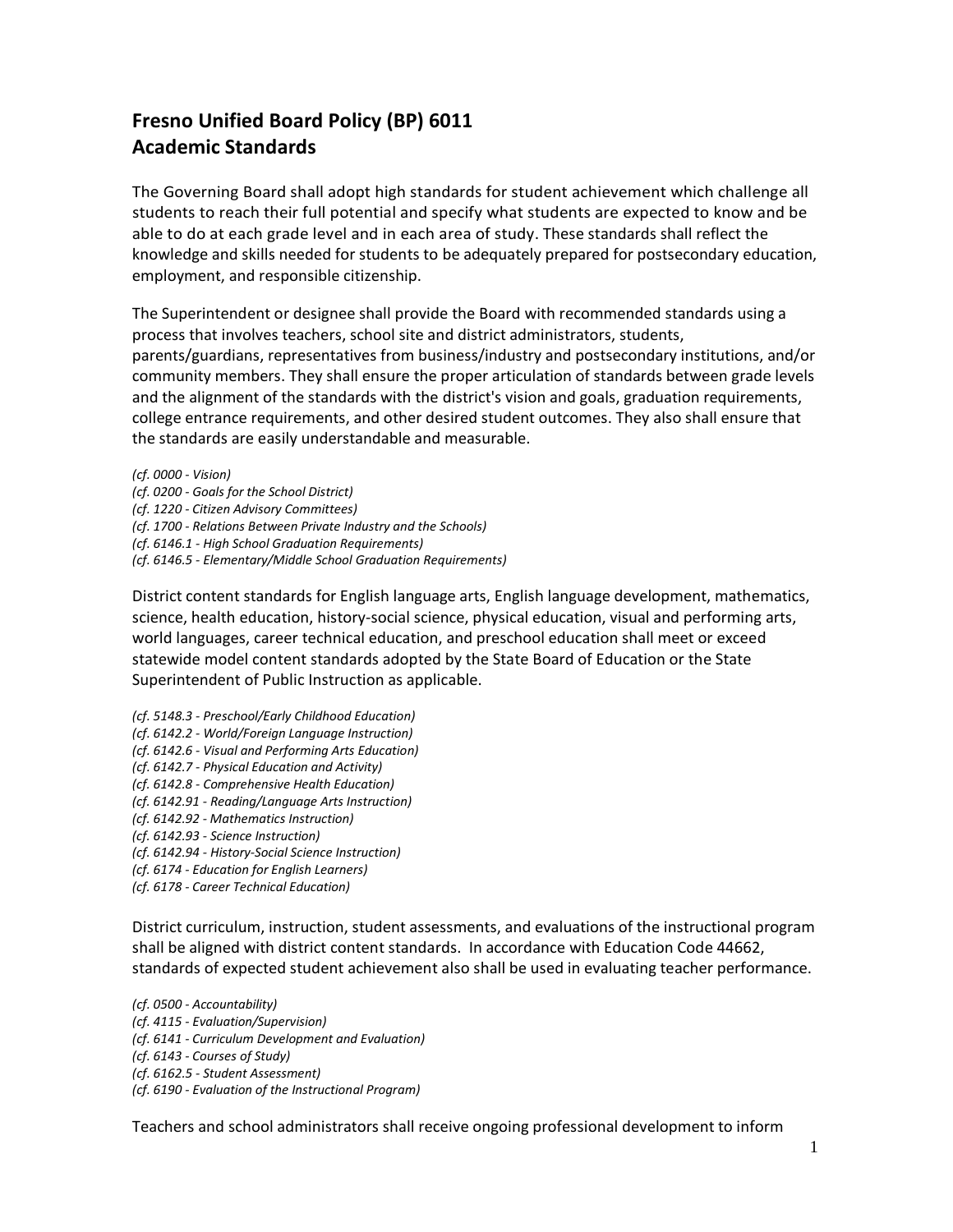# Fresno Unified Board Policy (BP) 6011
# Academic Standards

The Governing Board shall adopt high standards for student achievement which challenge all students to reach their full potential and specify what students are expected to know and be able to do at each grade level and in each area of study. These standards shall reflect the knowledge and skills needed for students to be adequately prepared for postsecondary education, employment, and responsible citizenship.

The Superintendent or designee shall provide the Board with recommended standards using a process that involves teachers, school site and district administrators, students, parents/guardians, representatives from business/industry and postsecondary institutions, and/or community members. They shall ensure the proper articulation of standards between grade levels and the alignment of the standards with the district's vision and goals, graduation requirements, college entrance requirements, and other desired student outcomes. They also shall ensure that the standards are easily understandable and measurable.

*(cf. 0000 - Vision)*
*(cf. 0200 - Goals for the School District)*
*(cf. 1220 - Citizen Advisory Committees)*
*(cf. 1700 - Relations Between Private Industry and the Schools)*
*(cf. 6146.1 - High School Graduation Requirements)*
*(cf. 6146.5 - Elementary/Middle School Graduation Requirements)*

District content standards for English language arts, English language development, mathematics, science, health education, history-social science, physical education, visual and performing arts, world languages, career technical education, and preschool education shall meet or exceed statewide model content standards adopted by the State Board of Education or the State Superintendent of Public Instruction as applicable.

*(cf. 5148.3 - Preschool/Early Childhood Education)*
*(cf. 6142.2 - World/Foreign Language Instruction)*
*(cf. 6142.6 - Visual and Performing Arts Education)*
*(cf. 6142.7 - Physical Education and Activity)*
*(cf. 6142.8 - Comprehensive Health Education)*
*(cf. 6142.91 - Reading/Language Arts Instruction)*
*(cf. 6142.92 - Mathematics Instruction)*
*(cf. 6142.93 - Science Instruction)*
*(cf. 6142.94 - History-Social Science Instruction)*
*(cf. 6174 - Education for English Learners)*
*(cf. 6178 - Career Technical Education)*

District curriculum, instruction, student assessments, and evaluations of the instructional program shall be aligned with district content standards. In accordance with Education Code 44662, standards of expected student achievement also shall be used in evaluating teacher performance.

*(cf. 0500 - Accountability)*
*(cf. 4115 - Evaluation/Supervision)*
*(cf. 6141 - Curriculum Development and Evaluation)*
*(cf. 6143 - Courses of Study)*
*(cf. 6162.5 - Student Assessment)*
*(cf. 6190 - Evaluation of the Instructional Program)*

Teachers and school administrators shall receive ongoing professional development to inform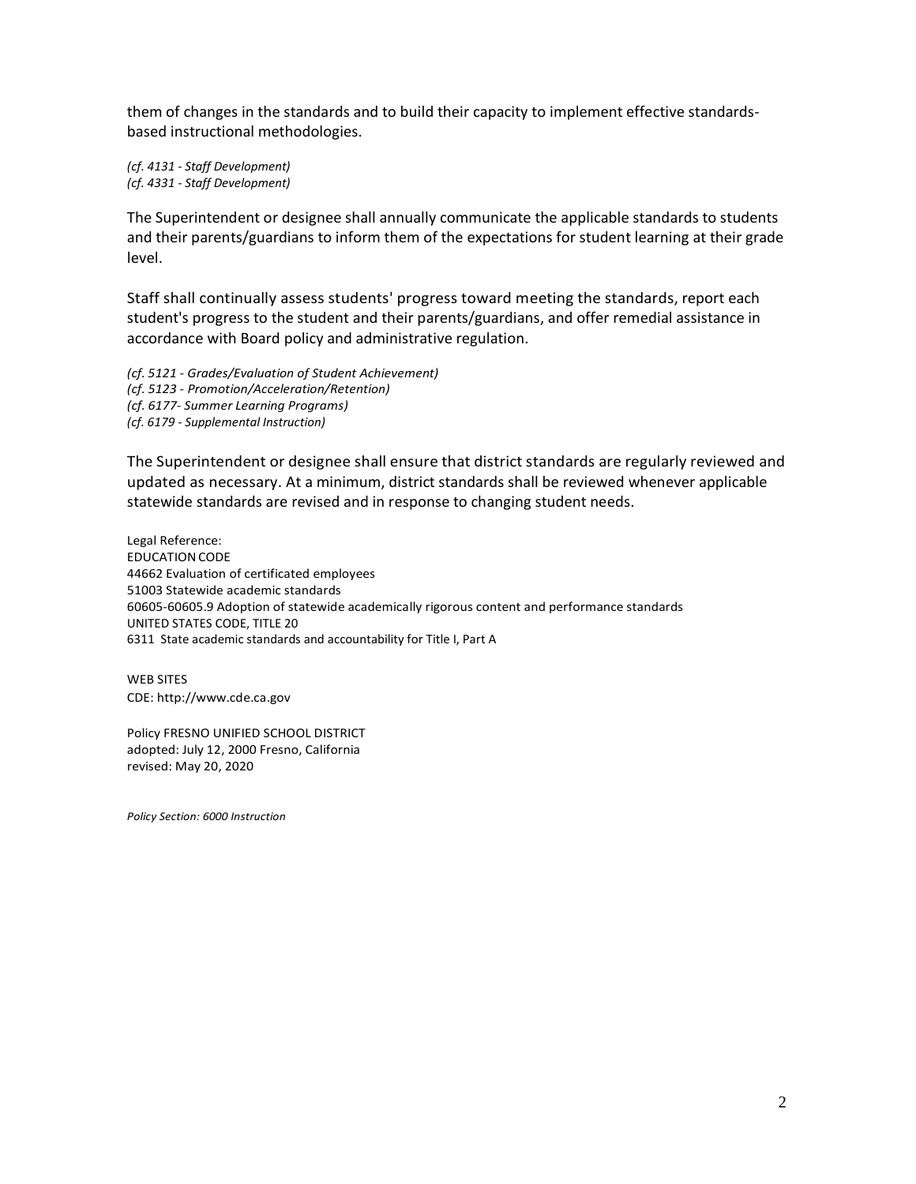them of changes in the standards and to build their capacity to implement effective standards-based instructional methodologies.

*(cf. 4131 - Staff Development)*
*(cf. 4331 - Staff Development)*

The Superintendent or designee shall annually communicate the applicable standards to students and their parents/guardians to inform them of the expectations for student learning at their grade level.

Staff shall continually assess students' progress toward meeting the standards, report each student's progress to the student and their parents/guardians, and offer remedial assistance in accordance with Board policy and administrative regulation.

*(cf. 5121 - Grades/Evaluation of Student Achievement)*
*(cf. 5123 - Promotion/Acceleration/Retention)*
*(cf. 6177- Summer Learning Programs)*
*(cf. 6179 - Supplemental Instruction)*

The Superintendent or designee shall ensure that district standards are regularly reviewed and updated as necessary. At a minimum, district standards shall be reviewed whenever applicable statewide standards are revised and in response to changing student needs.

Legal Reference:
EDUCATION CODE
44662 Evaluation of certificated employees
51003 Statewide academic standards
60605-60605.9 Adoption of statewide academically rigorous content and performance standards
UNITED STATES CODE, TITLE 20
6311 State academic standards and accountability for Title I, Part A

WEB SITES
CDE: http://www.cde.ca.gov

Policy FRESNO UNIFIED SCHOOL DISTRICT
adopted: July 12, 2000 Fresno, California
revised: May 20, 2020

*Policy Section: 6000 Instruction*